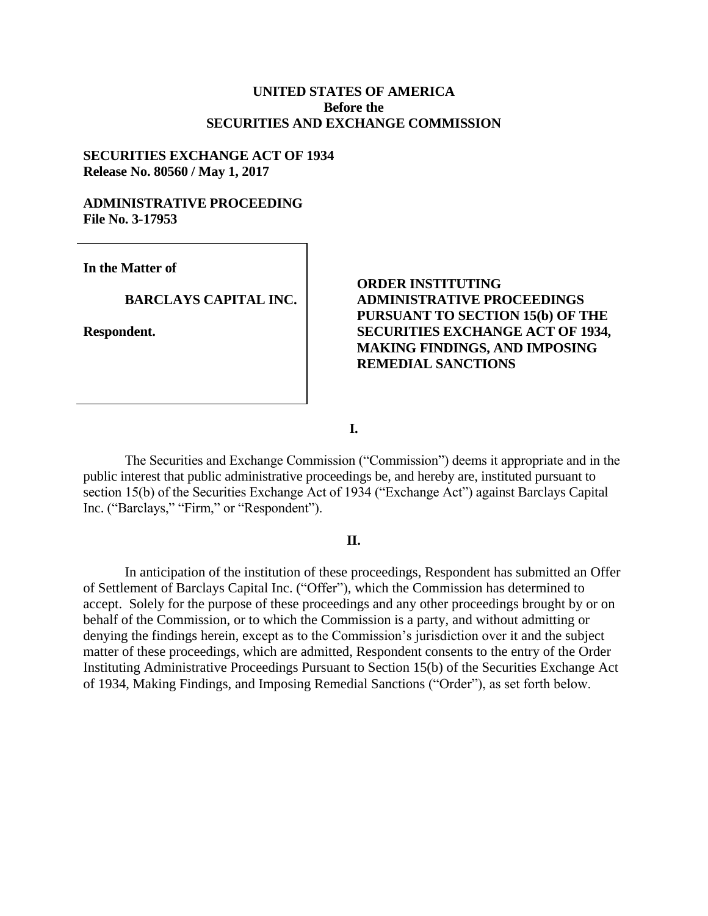**UNITED STATES OF AMERICA**
**Before the**
**SECURITIES AND EXCHANGE COMMISSION**

**SECURITIES EXCHANGE ACT OF 1934**
**Release No. 80560 / May 1, 2017**

**ADMINISTRATIVE PROCEEDING**
**File No. 3-17953**

**In the Matter of**

**BARCLAYS CAPITAL INC.**

**Respondent.**

**ORDER INSTITUTING ADMINISTRATIVE PROCEEDINGS PURSUANT TO SECTION 15(b) OF THE SECURITIES EXCHANGE ACT OF 1934, MAKING FINDINGS, AND IMPOSING REMEDIAL SANCTIONS**

## I.

The Securities and Exchange Commission ("Commission") deems it appropriate and in the public interest that public administrative proceedings be, and hereby are, instituted pursuant to section 15(b) of the Securities Exchange Act of 1934 ("Exchange Act") against Barclays Capital Inc. ("Barclays," "Firm," or "Respondent").

## II.

In anticipation of the institution of these proceedings, Respondent has submitted an Offer of Settlement of Barclays Capital Inc. ("Offer"), which the Commission has determined to accept. Solely for the purpose of these proceedings and any other proceedings brought by or on behalf of the Commission, or to which the Commission is a party, and without admitting or denying the findings herein, except as to the Commission's jurisdiction over it and the subject matter of these proceedings, which are admitted, Respondent consents to the entry of the Order Instituting Administrative Proceedings Pursuant to Section 15(b) of the Securities Exchange Act of 1934, Making Findings, and Imposing Remedial Sanctions ("Order"), as set forth below.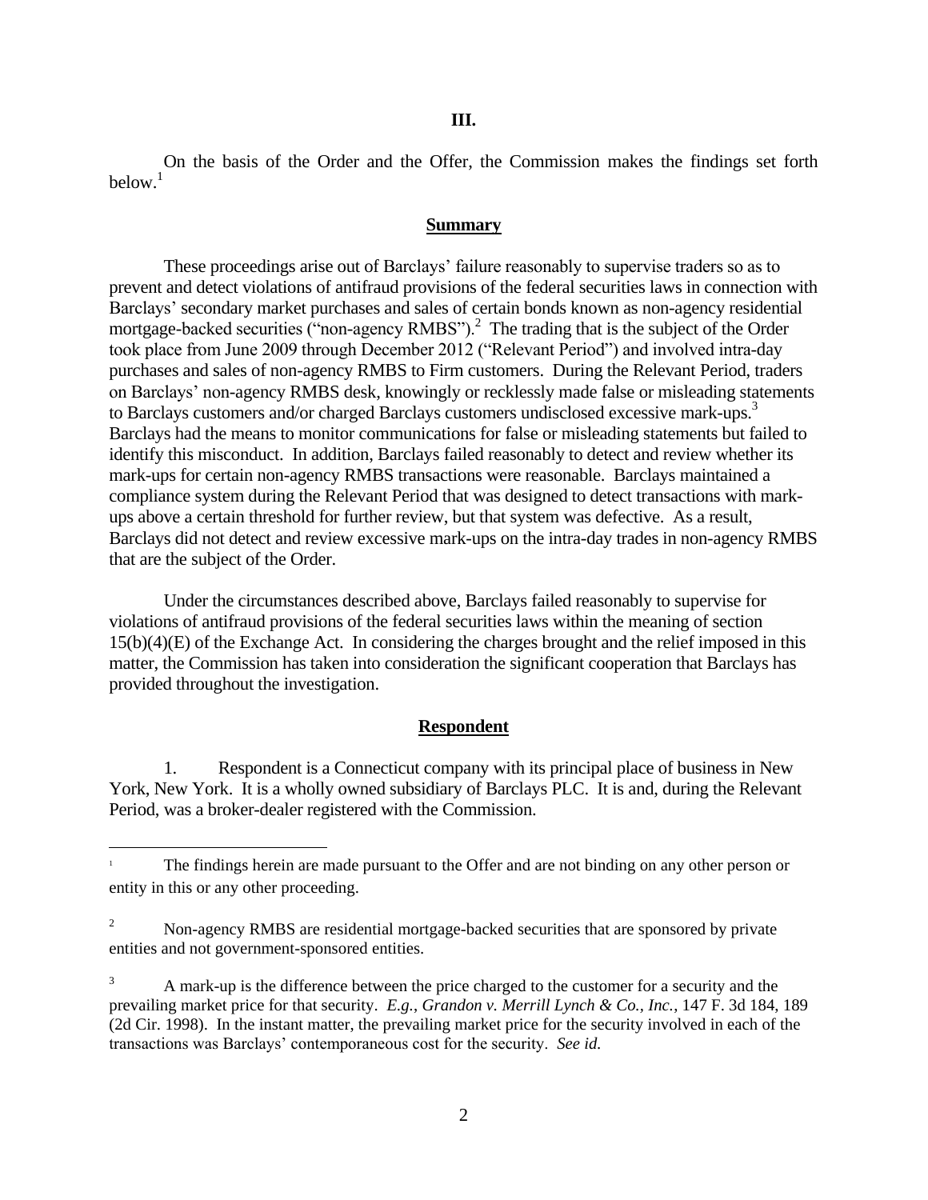### III.

On the basis of the Order and the Offer, the Commission makes the findings set forth below.[1]

**Summary**

These proceedings arise out of Barclays' failure reasonably to supervise traders so as to prevent and detect violations of antifraud provisions of the federal securities laws in connection with Barclays' secondary market purchases and sales of certain bonds known as non-agency residential mortgage-backed securities ("non-agency RMBS").[2] The trading that is the subject of the Order took place from June 2009 through December 2012 ("Relevant Period") and involved intra-day purchases and sales of non-agency RMBS to Firm customers. During the Relevant Period, traders on Barclays' non-agency RMBS desk, knowingly or recklessly made false or misleading statements to Barclays customers and/or charged Barclays customers undisclosed excessive mark-ups.[3] Barclays had the means to monitor communications for false or misleading statements but failed to identify this misconduct. In addition, Barclays failed reasonably to detect and review whether its mark-ups for certain non-agency RMBS transactions were reasonable. Barclays maintained a compliance system during the Relevant Period that was designed to detect transactions with mark-ups above a certain threshold for further review, but that system was defective. As a result, Barclays did not detect and review excessive mark-ups on the intra-day trades in non-agency RMBS that are the subject of the Order.

Under the circumstances described above, Barclays failed reasonably to supervise for violations of antifraud provisions of the federal securities laws within the meaning of section 15(b)(4)(E) of the Exchange Act. In considering the charges brought and the relief imposed in this matter, the Commission has taken into consideration the significant cooperation that Barclays has provided throughout the investigation.

**Respondent**

1. Respondent is a Connecticut company with its principal place of business in New York, New York. It is a wholly owned subsidiary of Barclays PLC. It is and, during the Relevant Period, was a broker-dealer registered with the Commission.

---

[1] The findings herein are made pursuant to the Offer and are not binding on any other person or entity in this or any other proceeding.

[2] Non-agency RMBS are residential mortgage-backed securities that are sponsored by private entities and not government-sponsored entities.

[3] A mark-up is the difference between the price charged to the customer for a security and the prevailing market price for that security. *E.g.*, *Grandon v. Merrill Lynch & Co., Inc.*, 147 F. 3d 184, 189 (2d Cir. 1998). In the instant matter, the prevailing market price for the security involved in each of the transactions was Barclays' contemporaneous cost for the security. *See id.*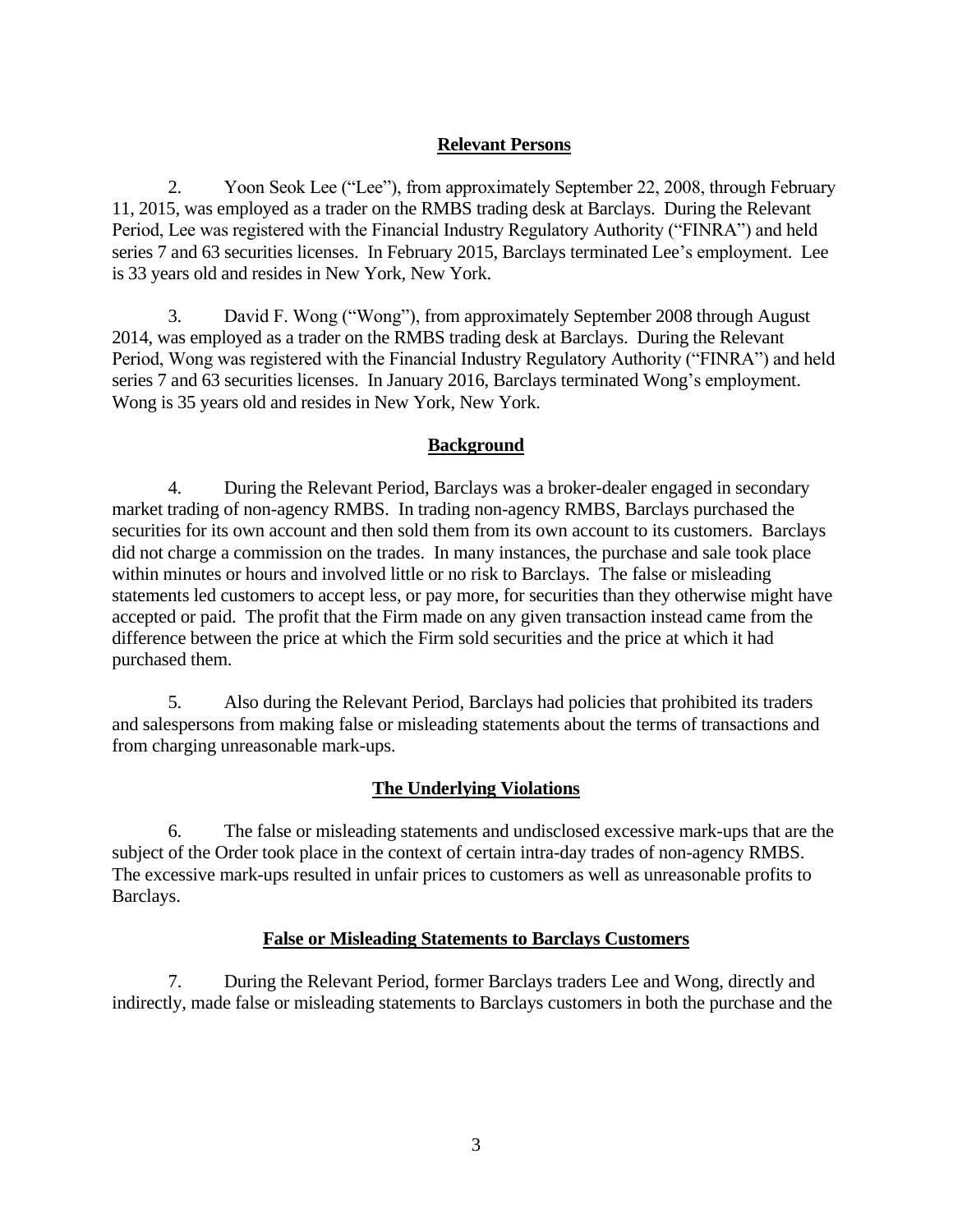## Relevant Persons

2. Yoon Seok Lee ("Lee"), from approximately September 22, 2008, through February 11, 2015, was employed as a trader on the RMBS trading desk at Barclays. During the Relevant Period, Lee was registered with the Financial Industry Regulatory Authority ("FINRA") and held series 7 and 63 securities licenses. In February 2015, Barclays terminated Lee's employment. Lee is 33 years old and resides in New York, New York.

3. David F. Wong ("Wong"), from approximately September 2008 through August 2014, was employed as a trader on the RMBS trading desk at Barclays. During the Relevant Period, Wong was registered with the Financial Industry Regulatory Authority ("FINRA") and held series 7 and 63 securities licenses. In January 2016, Barclays terminated Wong's employment. Wong is 35 years old and resides in New York, New York.

## Background

4. During the Relevant Period, Barclays was a broker-dealer engaged in secondary market trading of non-agency RMBS. In trading non-agency RMBS, Barclays purchased the securities for its own account and then sold them from its own account to its customers. Barclays did not charge a commission on the trades. In many instances, the purchase and sale took place within minutes or hours and involved little or no risk to Barclays. The false or misleading statements led customers to accept less, or pay more, for securities than they otherwise might have accepted or paid. The profit that the Firm made on any given transaction instead came from the difference between the price at which the Firm sold securities and the price at which it had purchased them.

5. Also during the Relevant Period, Barclays had policies that prohibited its traders and salespersons from making false or misleading statements about the terms of transactions and from charging unreasonable mark-ups.

## The Underlying Violations

6. The false or misleading statements and undisclosed excessive mark-ups that are the subject of the Order took place in the context of certain intra-day trades of non-agency RMBS. The excessive mark-ups resulted in unfair prices to customers as well as unreasonable profits to Barclays.

## False or Misleading Statements to Barclays Customers

7. During the Relevant Period, former Barclays traders Lee and Wong, directly and indirectly, made false or misleading statements to Barclays customers in both the purchase and the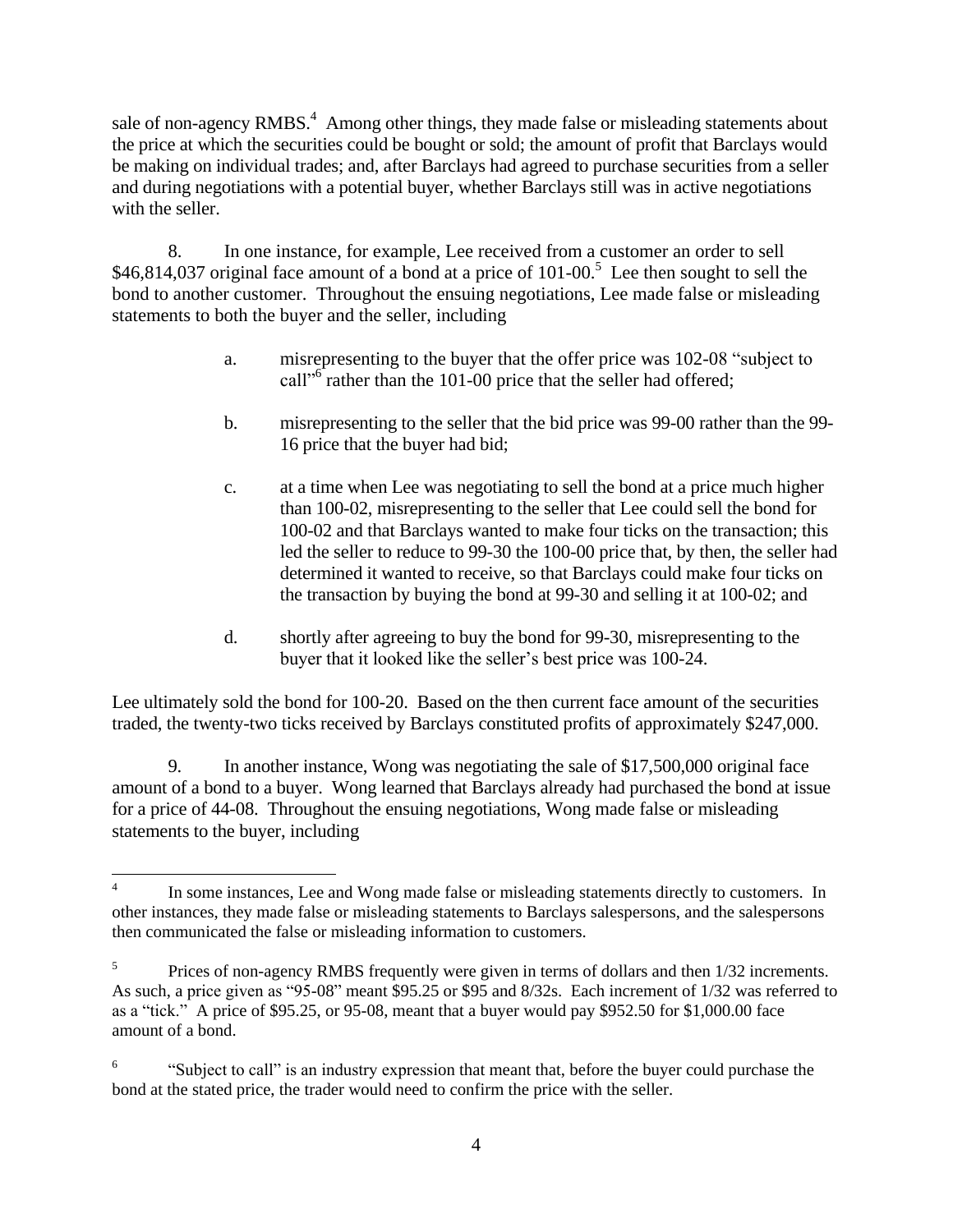sale of non-agency RMBS.[4] Among other things, they made false or misleading statements about the price at which the securities could be bought or sold; the amount of profit that Barclays would be making on individual trades; and, after Barclays had agreed to purchase securities from a seller and during negotiations with a potential buyer, whether Barclays still was in active negotiations with the seller.

8. In one instance, for example, Lee received from a customer an order to sell $46,814,037 original face amount of a bond at a price of 101-00.[5] Lee then sought to sell the bond to another customer. Throughout the ensuing negotiations, Lee made false or misleading statements to both the buyer and the seller, including

> a. misrepresenting to the buyer that the offer price was 102-08 "subject to call"[6] rather than the 101-00 price that the seller had offered;
>
> b. misrepresenting to the seller that the bid price was 99-00 rather than the 99-16 price that the buyer had bid;
>
> c. at a time when Lee was negotiating to sell the bond at a price much higher than 100-02, misrepresenting to the seller that Lee could sell the bond for 100-02 and that Barclays wanted to make four ticks on the transaction; this led the seller to reduce to 99-30 the 100-00 price that, by then, the seller had determined it wanted to receive, so that Barclays could make four ticks on the transaction by buying the bond at 99-30 and selling it at 100-02; and
>
> d. shortly after agreeing to buy the bond for 99-30, misrepresenting to the buyer that it looked like the seller's best price was 100-24.

Lee ultimately sold the bond for 100-20. Based on the then current face amount of the securities traded, the twenty-two ticks received by Barclays constituted profits of approximately $247,000.

9. In another instance, Wong was negotiating the sale of $17,500,000 original face amount of a bond to a buyer. Wong learned that Barclays already had purchased the bond at issue for a price of 44-08. Throughout the ensuing negotiations, Wong made false or misleading statements to the buyer, including

---

[4] In some instances, Lee and Wong made false or misleading statements directly to customers. In other instances, they made false or misleading statements to Barclays salespersons, and the salespersons then communicated the false or misleading information to customers.

[5] Prices of non-agency RMBS frequently were given in terms of dollars and then 1/32 increments. As such, a price given as "95-08" meant $95.25 or $95 and 8/32s. Each increment of 1/32 was referred to as a "tick." A price of $95.25, or 95-08, meant that a buyer would pay $952.50 for $1,000.00 face amount of a bond.

[6] "Subject to call" is an industry expression that meant that, before the buyer could purchase the bond at the stated price, the trader would need to confirm the price with the seller.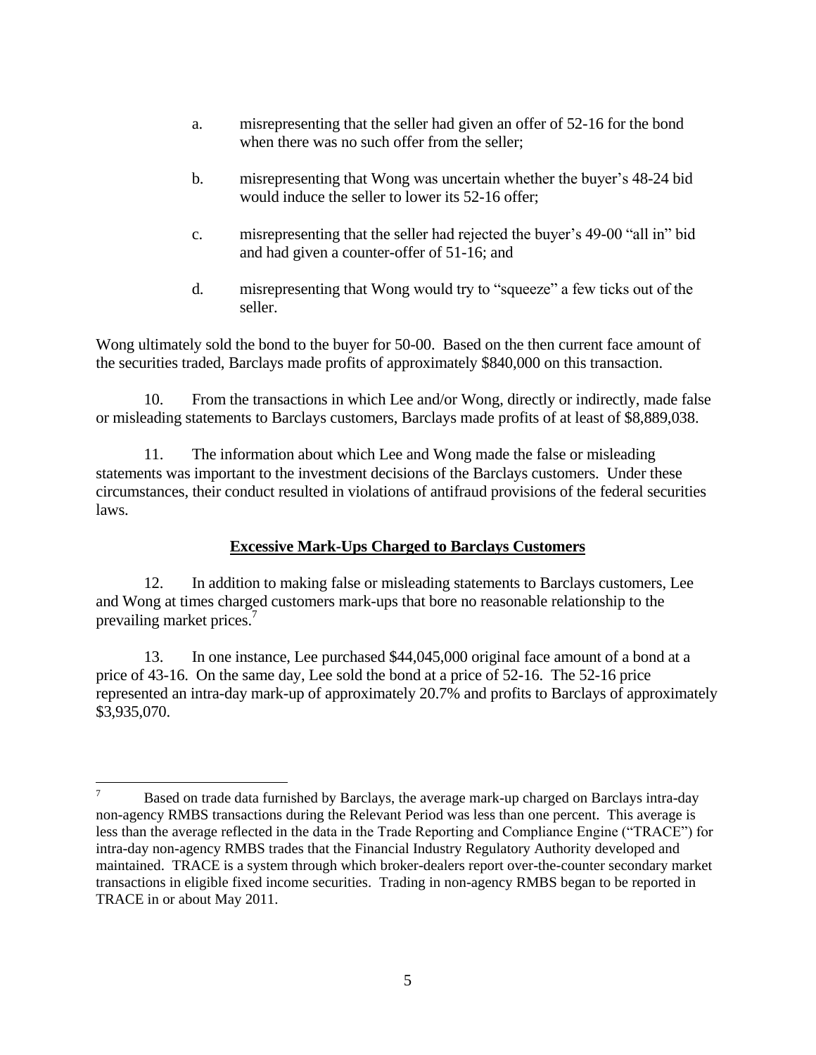a. misrepresenting that the seller had given an offer of 52-16 for the bond when there was no such offer from the seller;

b. misrepresenting that Wong was uncertain whether the buyer's 48-24 bid would induce the seller to lower its 52-16 offer;

c. misrepresenting that the seller had rejected the buyer's 49-00 "all in" bid and had given a counter-offer of 51-16; and

d. misrepresenting that Wong would try to "squeeze" a few ticks out of the seller.

Wong ultimately sold the bond to the buyer for 50-00. Based on the then current face amount of the securities traded, Barclays made profits of approximately $840,000 on this transaction.

10. From the transactions in which Lee and/or Wong, directly or indirectly, made false or misleading statements to Barclays customers, Barclays made profits of at least of $8,889,038.

11. The information about which Lee and Wong made the false or misleading statements was important to the investment decisions of the Barclays customers. Under these circumstances, their conduct resulted in violations of antifraud provisions of the federal securities laws.

## **Excessive Mark-Ups Charged to Barclays Customers**

12. In addition to making false or misleading statements to Barclays customers, Lee and Wong at times charged customers mark-ups that bore no reasonable relationship to the prevailing market prices.[7]

13. In one instance, Lee purchased $44,045,000 original face amount of a bond at a price of 43-16. On the same day, Lee sold the bond at a price of 52-16. The 52-16 price represented an intra-day mark-up of approximately 20.7% and profits to Barclays of approximately $3,935,070.

---

[7] Based on trade data furnished by Barclays, the average mark-up charged on Barclays intra-day non-agency RMBS transactions during the Relevant Period was less than one percent. This average is less than the average reflected in the data in the Trade Reporting and Compliance Engine ("TRACE") for intra-day non-agency RMBS trades that the Financial Industry Regulatory Authority developed and maintained. TRACE is a system through which broker-dealers report over-the-counter secondary market transactions in eligible fixed income securities. Trading in non-agency RMBS began to be reported in TRACE in or about May 2011.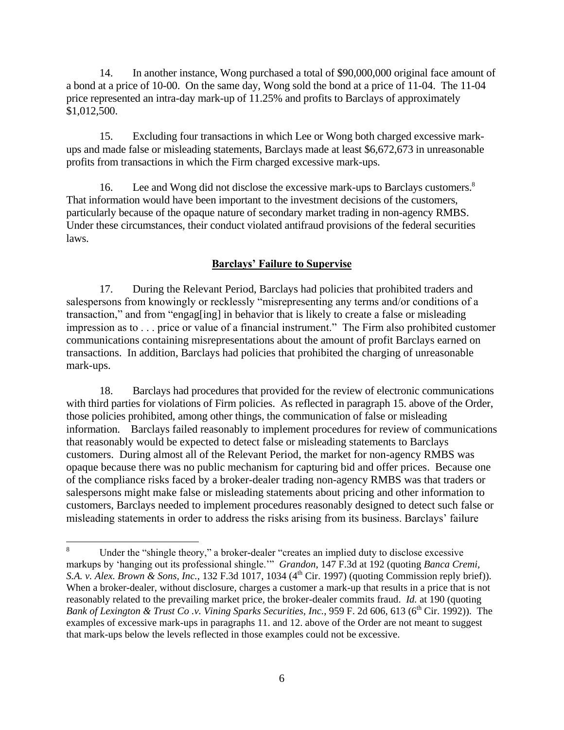14. In another instance, Wong purchased a total of $90,000,000 original face amount of a bond at a price of 10-00. On the same day, Wong sold the bond at a price of 11-04. The 11-04 price represented an intra-day mark-up of 11.25% and profits to Barclays of approximately $1,012,500.

15. Excluding four transactions in which Lee or Wong both charged excessive mark-ups and made false or misleading statements, Barclays made at least $6,672,673 in unreasonable profits from transactions in which the Firm charged excessive mark-ups.

16. Lee and Wong did not disclose the excessive mark-ups to Barclays customers.[8] That information would have been important to the investment decisions of the customers, particularly because of the opaque nature of secondary market trading in non-agency RMBS. Under these circumstances, their conduct violated antifraud provisions of the federal securities laws.

## Barclays' Failure to Supervise

17. During the Relevant Period, Barclays had policies that prohibited traders and salespersons from knowingly or recklessly "misrepresenting any terms and/or conditions of a transaction," and from "engag[ing] in behavior that is likely to create a false or misleading impression as to . . . price or value of a financial instrument." The Firm also prohibited customer communications containing misrepresentations about the amount of profit Barclays earned on transactions. In addition, Barclays had policies that prohibited the charging of unreasonable mark-ups.

18. Barclays had procedures that provided for the review of electronic communications with third parties for violations of Firm policies. As reflected in paragraph 15. above of the Order, those policies prohibited, among other things, the communication of false or misleading information. Barclays failed reasonably to implement procedures for review of communications that reasonably would be expected to detect false or misleading statements to Barclays customers. During almost all of the Relevant Period, the market for non-agency RMBS was opaque because there was no public mechanism for capturing bid and offer prices. Because one of the compliance risks faced by a broker-dealer trading non-agency RMBS was that traders or salespersons might make false or misleading statements about pricing and other information to customers, Barclays needed to implement procedures reasonably designed to detect such false or misleading statements in order to address the risks arising from its business. Barclays' failure

---

[8] Under the "shingle theory," a broker-dealer "creates an implied duty to disclose excessive markups by 'hanging out its professional shingle.'" *Grandon*, 147 F.3d at 192 (quoting *Banca Cremi, S.A. v. Alex. Brown & Sons, Inc.*, 132 F.3d 1017, 1034 (4th Cir. 1997) (quoting Commission reply brief)). When a broker-dealer, without disclosure, charges a customer a mark-up that results in a price that is not reasonably related to the prevailing market price, the broker-dealer commits fraud. *Id.* at 190 (quoting *Bank of Lexington & Trust Co .v. Vining Sparks Securities, Inc.*, 959 F. 2d 606, 613 (6th Cir. 1992)). The examples of excessive mark-ups in paragraphs 11. and 12. above of the Order are not meant to suggest that mark-ups below the levels reflected in those examples could not be excessive.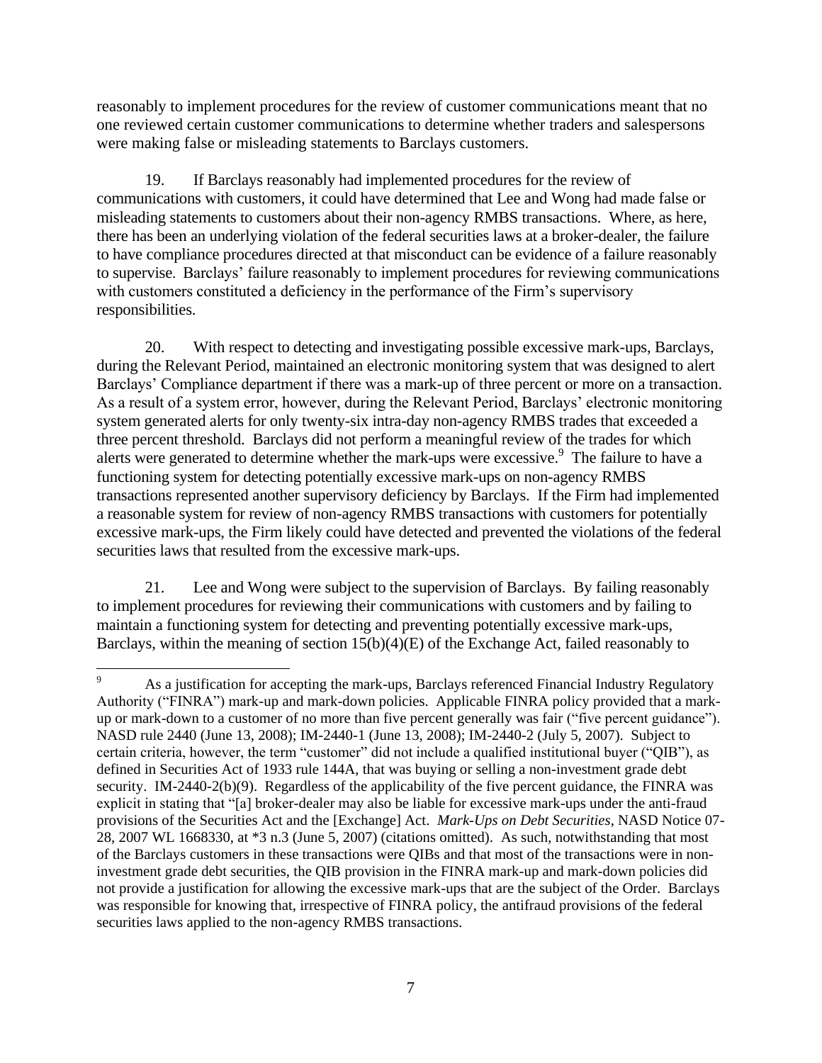reasonably to implement procedures for the review of customer communications meant that no one reviewed certain customer communications to determine whether traders and salespersons were making false or misleading statements to Barclays customers.

19. If Barclays reasonably had implemented procedures for the review of communications with customers, it could have determined that Lee and Wong had made false or misleading statements to customers about their non-agency RMBS transactions. Where, as here, there has been an underlying violation of the federal securities laws at a broker-dealer, the failure to have compliance procedures directed at that misconduct can be evidence of a failure reasonably to supervise. Barclays' failure reasonably to implement procedures for reviewing communications with customers constituted a deficiency in the performance of the Firm's supervisory responsibilities.

20. With respect to detecting and investigating possible excessive mark-ups, Barclays, during the Relevant Period, maintained an electronic monitoring system that was designed to alert Barclays' Compliance department if there was a mark-up of three percent or more on a transaction. As a result of a system error, however, during the Relevant Period, Barclays' electronic monitoring system generated alerts for only twenty-six intra-day non-agency RMBS trades that exceeded a three percent threshold. Barclays did not perform a meaningful review of the trades for which alerts were generated to determine whether the mark-ups were excessive.[9] The failure to have a functioning system for detecting potentially excessive mark-ups on non-agency RMBS transactions represented another supervisory deficiency by Barclays. If the Firm had implemented a reasonable system for review of non-agency RMBS transactions with customers for potentially excessive mark-ups, the Firm likely could have detected and prevented the violations of the federal securities laws that resulted from the excessive mark-ups.

21. Lee and Wong were subject to the supervision of Barclays. By failing reasonably to implement procedures for reviewing their communications with customers and by failing to maintain a functioning system for detecting and preventing potentially excessive mark-ups, Barclays, within the meaning of section 15(b)(4)(E) of the Exchange Act, failed reasonably to

---

[9] As a justification for accepting the mark-ups, Barclays referenced Financial Industry Regulatory Authority ("FINRA") mark-up and mark-down policies. Applicable FINRA policy provided that a mark-up or mark-down to a customer of no more than five percent generally was fair ("five percent guidance"). NASD rule 2440 (June 13, 2008); IM-2440-1 (June 13, 2008); IM-2440-2 (July 5, 2007). Subject to certain criteria, however, the term "customer" did not include a qualified institutional buyer ("QIB"), as defined in Securities Act of 1933 rule 144A, that was buying or selling a non-investment grade debt security. IM-2440-2(b)(9). Regardless of the applicability of the five percent guidance, the FINRA was explicit in stating that "[a] broker-dealer may also be liable for excessive mark-ups under the anti-fraud provisions of the Securities Act and the [Exchange] Act. *Mark-Ups on Debt Securities*, NASD Notice 07-28, 2007 WL 1668330, at *3 n.3 (June 5, 2007) (citations omitted). As such, notwithstanding that most of the Barclays customers in these transactions were QIBs and that most of the transactions were in non-investment grade debt securities, the QIB provision in the FINRA mark-up and mark-down policies did not provide a justification for allowing the excessive mark-ups that are the subject of the Order. Barclays was responsible for knowing that, irrespective of FINRA policy, the antifraud provisions of the federal securities laws applied to the non-agency RMBS transactions.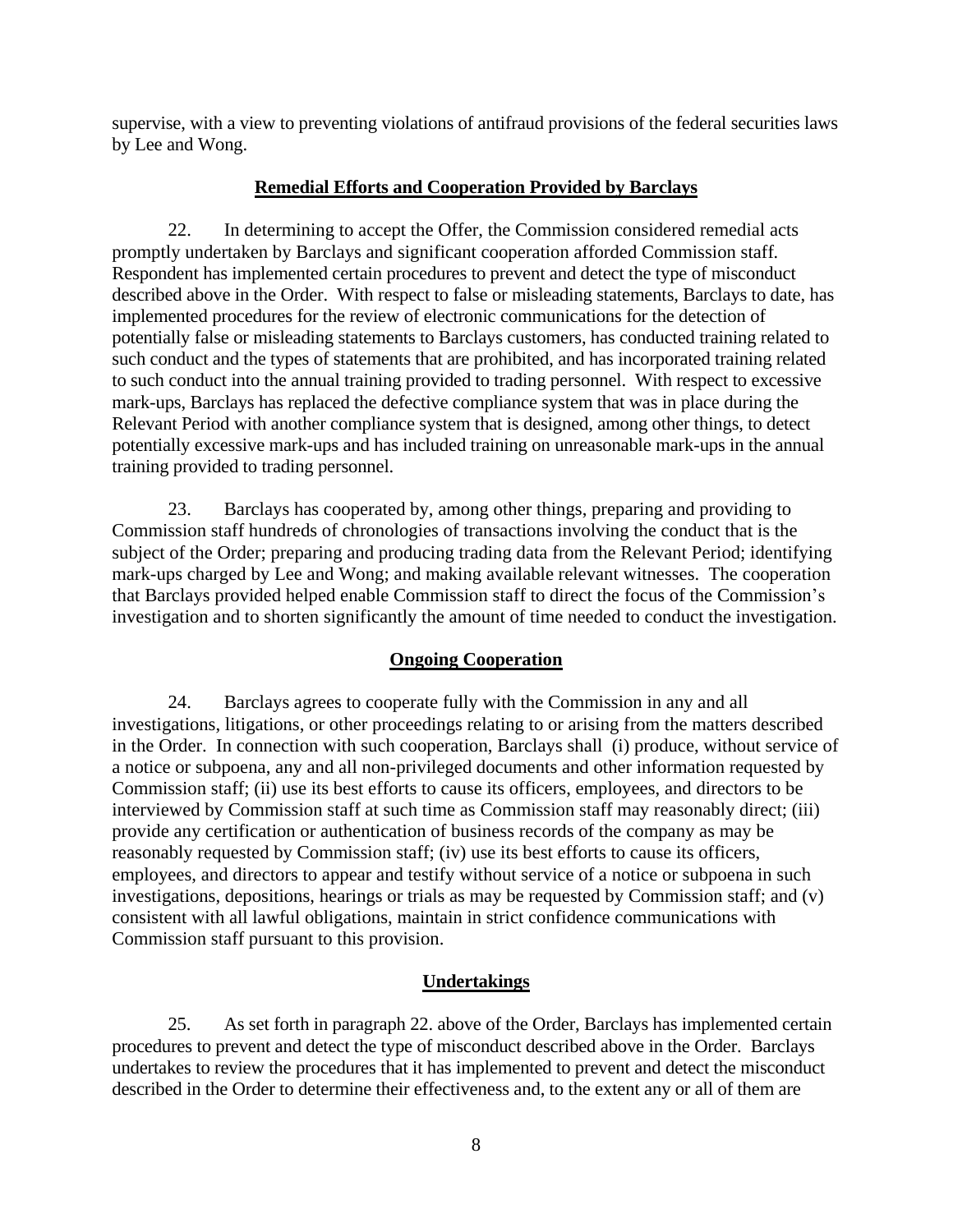supervise, with a view to preventing violations of antifraud provisions of the federal securities laws by Lee and Wong.

## Remedial Efforts and Cooperation Provided by Barclays

22. In determining to accept the Offer, the Commission considered remedial acts promptly undertaken by Barclays and significant cooperation afforded Commission staff. Respondent has implemented certain procedures to prevent and detect the type of misconduct described above in the Order. With respect to false or misleading statements, Barclays to date, has implemented procedures for the review of electronic communications for the detection of potentially false or misleading statements to Barclays customers, has conducted training related to such conduct and the types of statements that are prohibited, and has incorporated training related to such conduct into the annual training provided to trading personnel. With respect to excessive mark-ups, Barclays has replaced the defective compliance system that was in place during the Relevant Period with another compliance system that is designed, among other things, to detect potentially excessive mark-ups and has included training on unreasonable mark-ups in the annual training provided to trading personnel.

23. Barclays has cooperated by, among other things, preparing and providing to Commission staff hundreds of chronologies of transactions involving the conduct that is the subject of the Order; preparing and producing trading data from the Relevant Period; identifying mark-ups charged by Lee and Wong; and making available relevant witnesses. The cooperation that Barclays provided helped enable Commission staff to direct the focus of the Commission's investigation and to shorten significantly the amount of time needed to conduct the investigation.

## Ongoing Cooperation

24. Barclays agrees to cooperate fully with the Commission in any and all investigations, litigations, or other proceedings relating to or arising from the matters described in the Order. In connection with such cooperation, Barclays shall (i) produce, without service of a notice or subpoena, any and all non-privileged documents and other information requested by Commission staff; (ii) use its best efforts to cause its officers, employees, and directors to be interviewed by Commission staff at such time as Commission staff may reasonably direct; (iii) provide any certification or authentication of business records of the company as may be reasonably requested by Commission staff; (iv) use its best efforts to cause its officers, employees, and directors to appear and testify without service of a notice or subpoena in such investigations, depositions, hearings or trials as may be requested by Commission staff; and (v) consistent with all lawful obligations, maintain in strict confidence communications with Commission staff pursuant to this provision.

## Undertakings

25. As set forth in paragraph 22. above of the Order, Barclays has implemented certain procedures to prevent and detect the type of misconduct described above in the Order. Barclays undertakes to review the procedures that it has implemented to prevent and detect the misconduct described in the Order to determine their effectiveness and, to the extent any or all of them are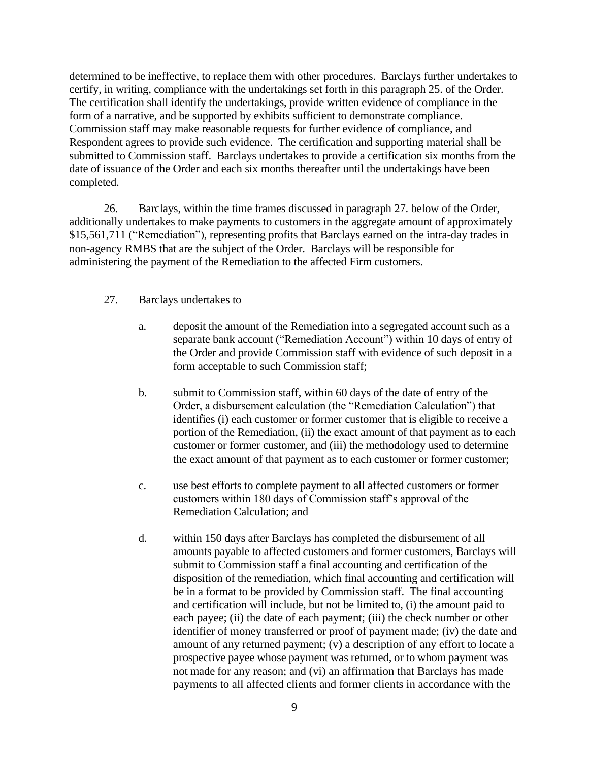determined to be ineffective, to replace them with other procedures. Barclays further undertakes to certify, in writing, compliance with the undertakings set forth in this paragraph 25. of the Order. The certification shall identify the undertakings, provide written evidence of compliance in the form of a narrative, and be supported by exhibits sufficient to demonstrate compliance. Commission staff may make reasonable requests for further evidence of compliance, and Respondent agrees to provide such evidence. The certification and supporting material shall be submitted to Commission staff. Barclays undertakes to provide a certification six months from the date of issuance of the Order and each six months thereafter until the undertakings have been completed.

26. Barclays, within the time frames discussed in paragraph 27. below of the Order, additionally undertakes to make payments to customers in the aggregate amount of approximately $15,561,711 ("Remediation"), representing profits that Barclays earned on the intra-day trades in non-agency RMBS that are the subject of the Order. Barclays will be responsible for administering the payment of the Remediation to the affected Firm customers.

27. Barclays undertakes to

a. deposit the amount of the Remediation into a segregated account such as a separate bank account ("Remediation Account") within 10 days of entry of the Order and provide Commission staff with evidence of such deposit in a form acceptable to such Commission staff;

b. submit to Commission staff, within 60 days of the date of entry of the Order, a disbursement calculation (the "Remediation Calculation") that identifies (i) each customer or former customer that is eligible to receive a portion of the Remediation, (ii) the exact amount of that payment as to each customer or former customer, and (iii) the methodology used to determine the exact amount of that payment as to each customer or former customer;

c. use best efforts to complete payment to all affected customers or former customers within 180 days of Commission staff's approval of the Remediation Calculation; and

d. within 150 days after Barclays has completed the disbursement of all amounts payable to affected customers and former customers, Barclays will submit to Commission staff a final accounting and certification of the disposition of the remediation, which final accounting and certification will be in a format to be provided by Commission staff. The final accounting and certification will include, but not be limited to, (i) the amount paid to each payee; (ii) the date of each payment; (iii) the check number or other identifier of money transferred or proof of payment made; (iv) the date and amount of any returned payment; (v) a description of any effort to locate a prospective payee whose payment was returned, or to whom payment was not made for any reason; and (vi) an affirmation that Barclays has made payments to all affected clients and former clients in accordance with the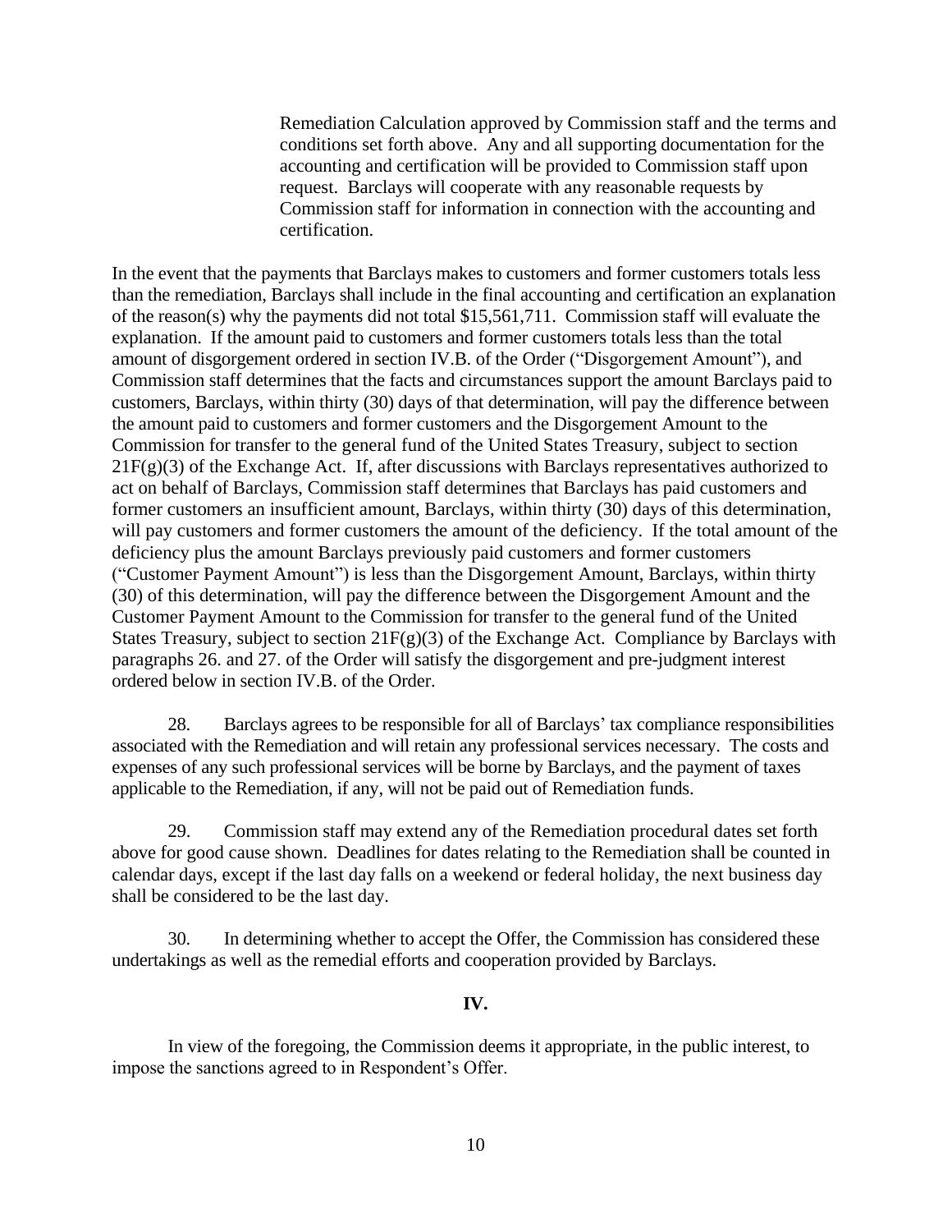Remediation Calculation approved by Commission staff and the terms and conditions set forth above. Any and all supporting documentation for the accounting and certification will be provided to Commission staff upon request. Barclays will cooperate with any reasonable requests by Commission staff for information in connection with the accounting and certification.

In the event that the payments that Barclays makes to customers and former customers totals less than the remediation, Barclays shall include in the final accounting and certification an explanation of the reason(s) why the payments did not total $15,561,711. Commission staff will evaluate the explanation. If the amount paid to customers and former customers totals less than the total amount of disgorgement ordered in section IV.B. of the Order ("Disgorgement Amount"), and Commission staff determines that the facts and circumstances support the amount Barclays paid to customers, Barclays, within thirty (30) days of that determination, will pay the difference between the amount paid to customers and former customers and the Disgorgement Amount to the Commission for transfer to the general fund of the United States Treasury, subject to section 21F(g)(3) of the Exchange Act. If, after discussions with Barclays representatives authorized to act on behalf of Barclays, Commission staff determines that Barclays has paid customers and former customers an insufficient amount, Barclays, within thirty (30) days of this determination, will pay customers and former customers the amount of the deficiency. If the total amount of the deficiency plus the amount Barclays previously paid customers and former customers ("Customer Payment Amount") is less than the Disgorgement Amount, Barclays, within thirty (30) of this determination, will pay the difference between the Disgorgement Amount and the Customer Payment Amount to the Commission for transfer to the general fund of the United States Treasury, subject to section 21F(g)(3) of the Exchange Act. Compliance by Barclays with paragraphs 26. and 27. of the Order will satisfy the disgorgement and pre-judgment interest ordered below in section IV.B. of the Order.

28. Barclays agrees to be responsible for all of Barclays' tax compliance responsibilities associated with the Remediation and will retain any professional services necessary. The costs and expenses of any such professional services will be borne by Barclays, and the payment of taxes applicable to the Remediation, if any, will not be paid out of Remediation funds.

29. Commission staff may extend any of the Remediation procedural dates set forth above for good cause shown. Deadlines for dates relating to the Remediation shall be counted in calendar days, except if the last day falls on a weekend or federal holiday, the next business day shall be considered to be the last day.

30. In determining whether to accept the Offer, the Commission has considered these undertakings as well as the remedial efforts and cooperation provided by Barclays.

## IV.

In view of the foregoing, the Commission deems it appropriate, in the public interest, to impose the sanctions agreed to in Respondent's Offer.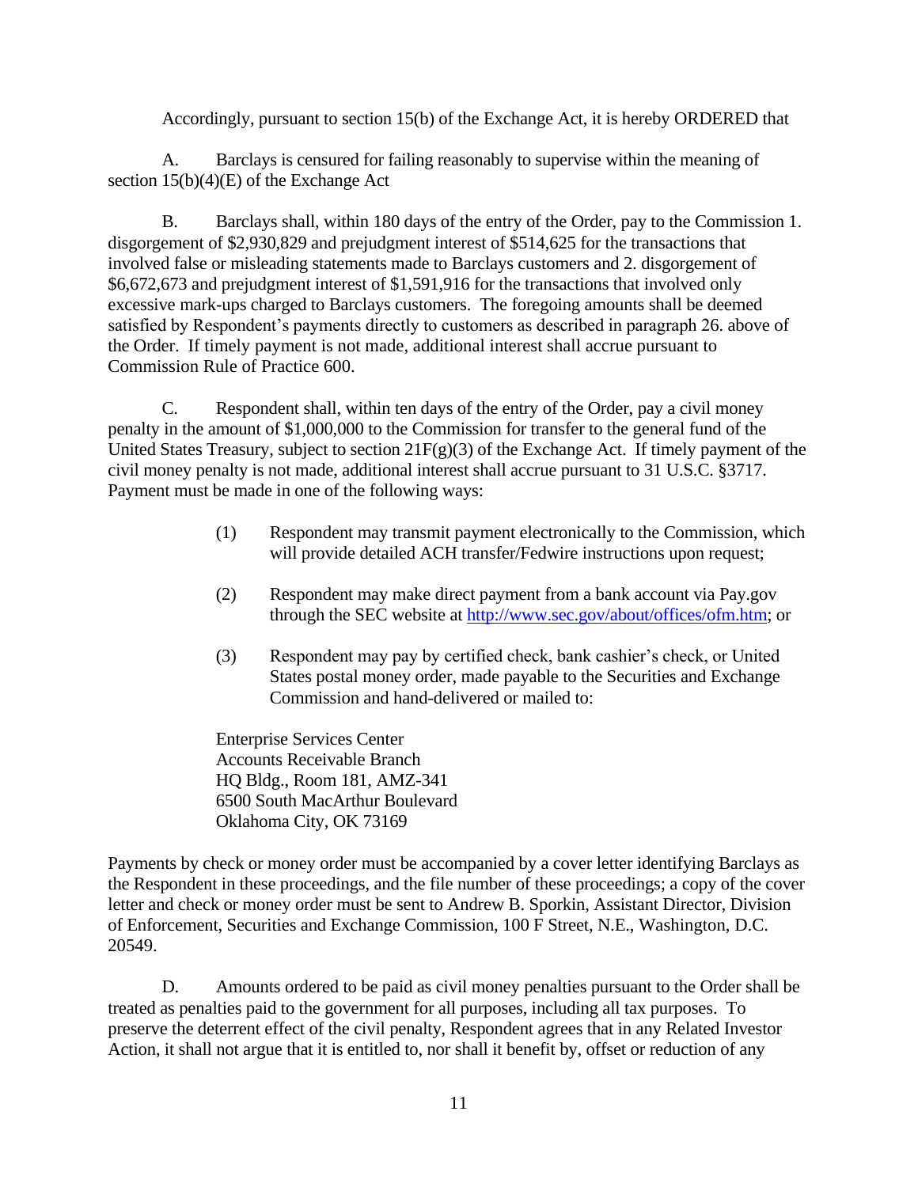Accordingly, pursuant to section 15(b) of the Exchange Act, it is hereby ORDERED that

A. Barclays is censured for failing reasonably to supervise within the meaning of section 15(b)(4)(E) of the Exchange Act

B. Barclays shall, within 180 days of the entry of the Order, pay to the Commission 1. disgorgement of $2,930,829 and prejudgment interest of $514,625 for the transactions that involved false or misleading statements made to Barclays customers and 2. disgorgement of $6,672,673 and prejudgment interest of $1,591,916 for the transactions that involved only excessive mark-ups charged to Barclays customers. The foregoing amounts shall be deemed satisfied by Respondent's payments directly to customers as described in paragraph 26. above of the Order. If timely payment is not made, additional interest shall accrue pursuant to Commission Rule of Practice 600.

C. Respondent shall, within ten days of the entry of the Order, pay a civil money penalty in the amount of $1,000,000 to the Commission for transfer to the general fund of the United States Treasury, subject to section 21F(g)(3) of the Exchange Act. If timely payment of the civil money penalty is not made, additional interest shall accrue pursuant to 31 U.S.C. §3717. Payment must be made in one of the following ways:

(1) Respondent may transmit payment electronically to the Commission, which will provide detailed ACH transfer/Fedwire instructions upon request;

(2) Respondent may make direct payment from a bank account via Pay.gov through the SEC website at http://www.sec.gov/about/offices/ofm.htm; or

(3) Respondent may pay by certified check, bank cashier's check, or United States postal money order, made payable to the Securities and Exchange Commission and hand-delivered or mailed to:

Enterprise Services Center
Accounts Receivable Branch
HQ Bldg., Room 181, AMZ-341
6500 South MacArthur Boulevard
Oklahoma City, OK 73169

Payments by check or money order must be accompanied by a cover letter identifying Barclays as the Respondent in these proceedings, and the file number of these proceedings; a copy of the cover letter and check or money order must be sent to Andrew B. Sporkin, Assistant Director, Division of Enforcement, Securities and Exchange Commission, 100 F Street, N.E., Washington, D.C. 20549.

D. Amounts ordered to be paid as civil money penalties pursuant to the Order shall be treated as penalties paid to the government for all purposes, including all tax purposes. To preserve the deterrent effect of the civil penalty, Respondent agrees that in any Related Investor Action, it shall not argue that it is entitled to, nor shall it benefit by, offset or reduction of any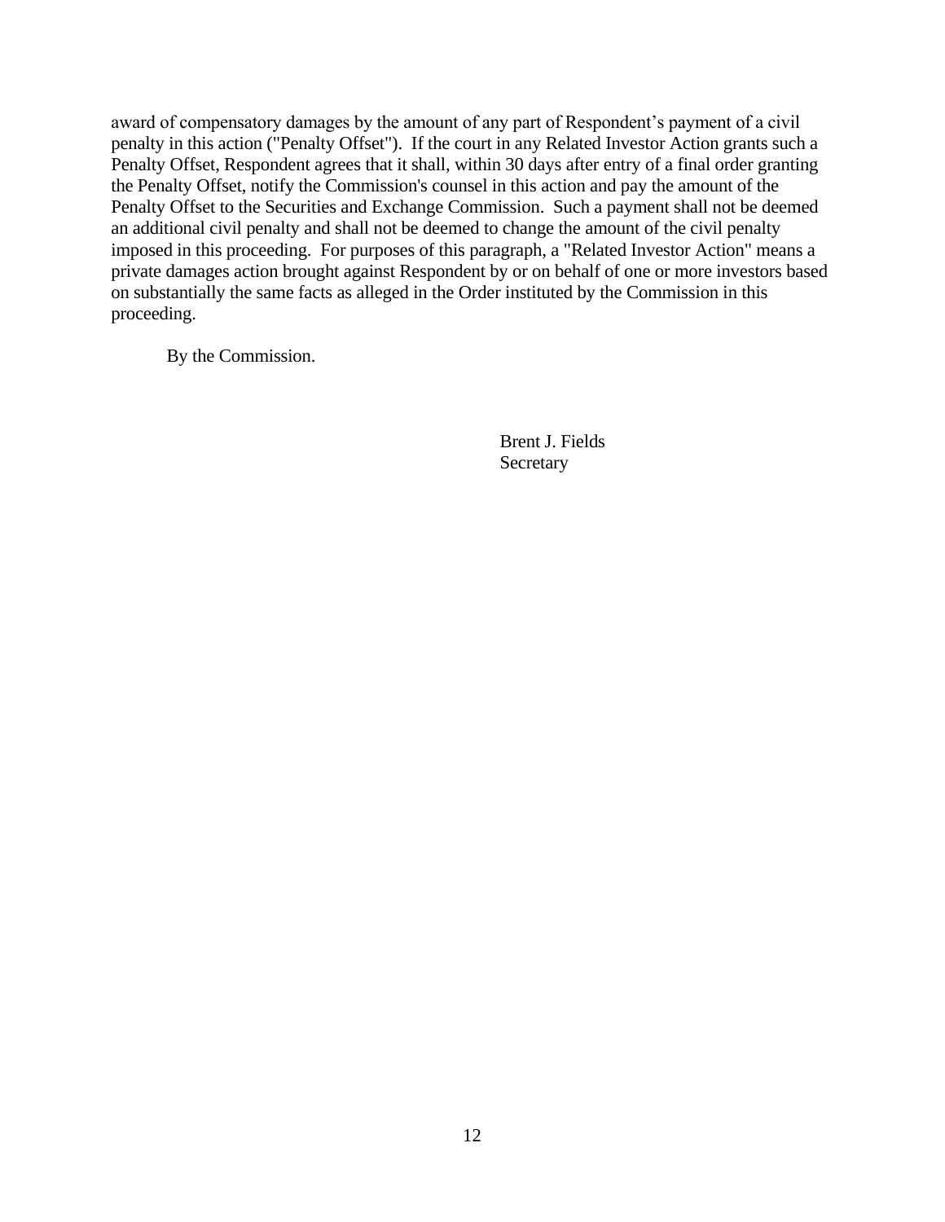award of compensatory damages by the amount of any part of Respondent's payment of a civil penalty in this action ("Penalty Offset"). If the court in any Related Investor Action grants such a Penalty Offset, Respondent agrees that it shall, within 30 days after entry of a final order granting the Penalty Offset, notify the Commission's counsel in this action and pay the amount of the Penalty Offset to the Securities and Exchange Commission. Such a payment shall not be deemed an additional civil penalty and shall not be deemed to change the amount of the civil penalty imposed in this proceeding. For purposes of this paragraph, a "Related Investor Action" means a private damages action brought against Respondent by or on behalf of one or more investors based on substantially the same facts as alleged in the Order instituted by the Commission in this proceeding.

By the Commission.

Brent J. Fields
Secretary